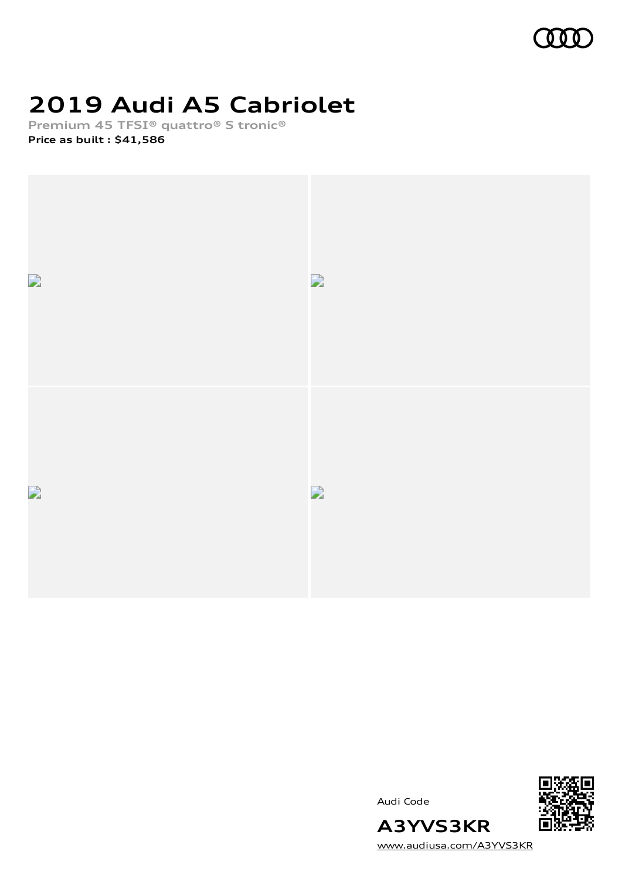# 2019 Audi A5 Cabriolet

Premium 45 TFSI® quattro® S tronic®

**Price as built : $41,586**

Audi Code

**A3YVS3KR**

www.audiusa.com/A3YVS3KR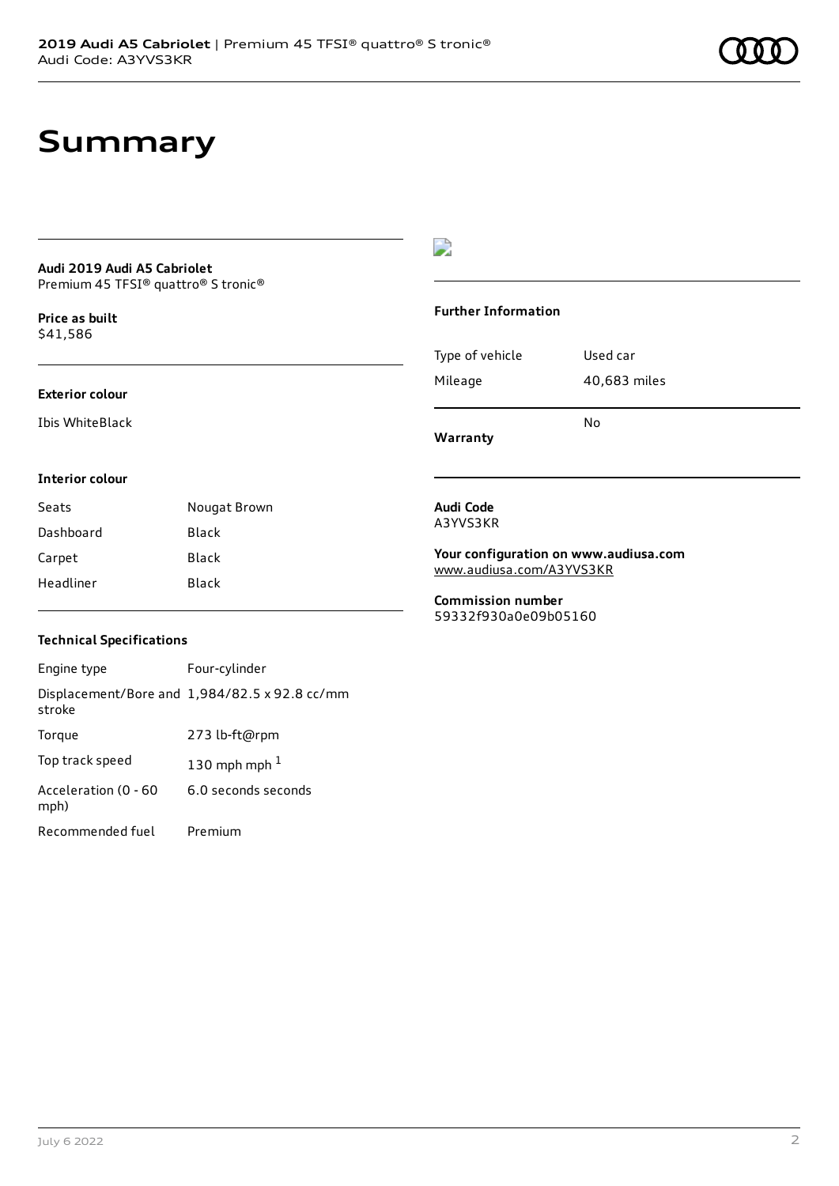# Summary

**Audi 2019 Audi A5 Cabriolet**
Premium 45 TFSI® quattro® S tronic®

**Price as built**
$41,586

**Exterior colour**

Ibis WhiteBlack

**Interior colour**

| Seats | Nougat Brown |
| --- | --- |
| Dashboard | Black |
| Carpet | Black |
| Headliner | Black |

**Technical Specifications**

| Engine type | Four-cylinder |
| --- | --- |
| Displacement/Bore and stroke | 1,984/82.5 x 92.8 cc/mm |
| Torque | 273 lb-ft@rpm |
| Top track speed | 130 mph mph [1] |
| Acceleration (0 - 60 mph) | 6.0 seconds seconds |
| Recommended fuel | Premium |

**Further Information**

| Type of vehicle | Used car |
| --- | --- |
| Mileage | 40,683 miles |
| **Warranty** | No |

**Audi Code**
A3YVS3KR

**Your configuration on www.audiusa.com**
www.audiusa.com/A3YVS3KR

**Commission number**
59332f930a0e09b05160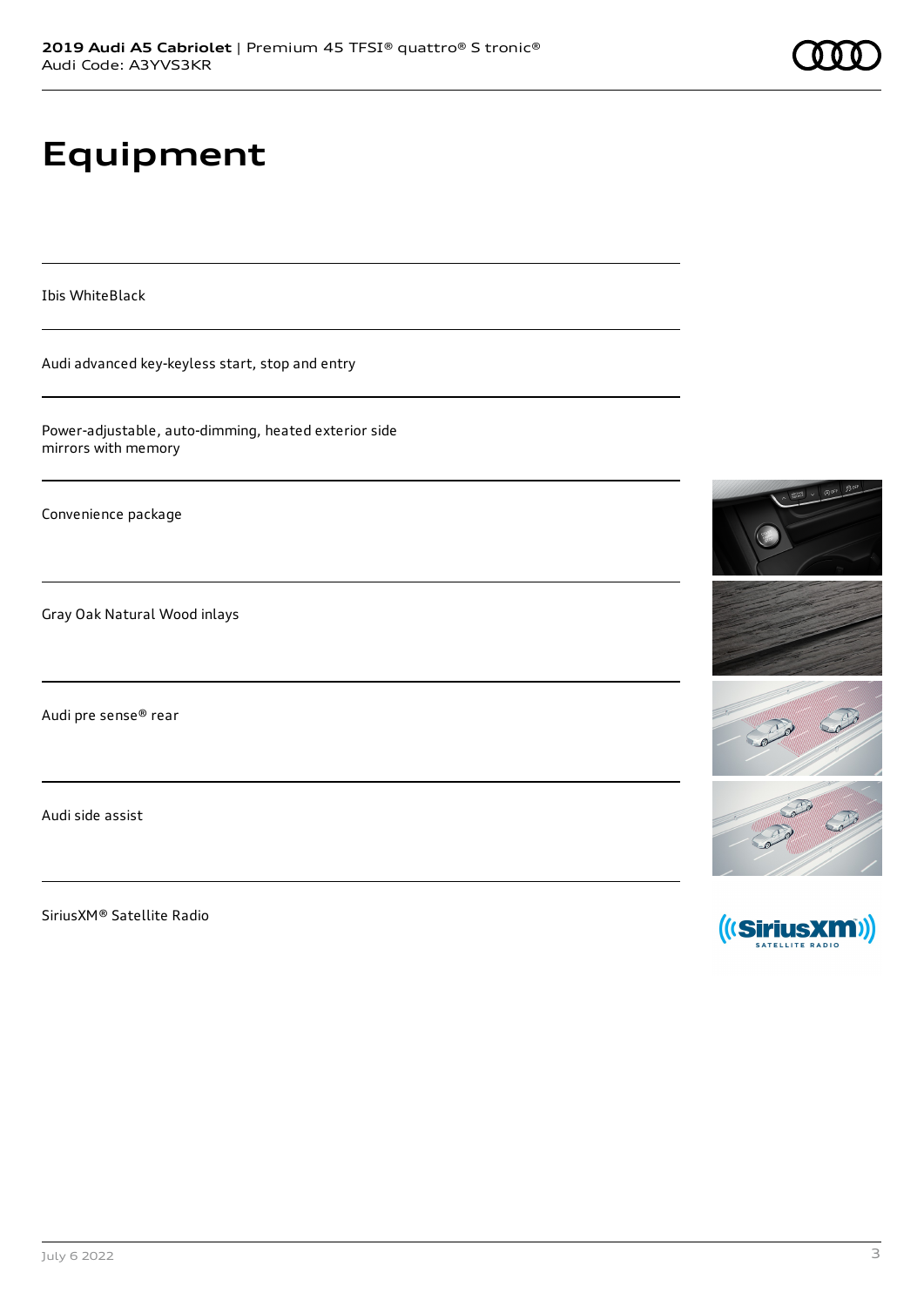# Equipment

Ibis WhiteBlack

Audi advanced key-keyless start, stop and entry

Power-adjustable, auto-dimming, heated exterior side mirrors with memory

Convenience package

Gray Oak Natural Wood inlays

Audi pre sense® rear

Audi side assist

SiriusXM® Satellite Radio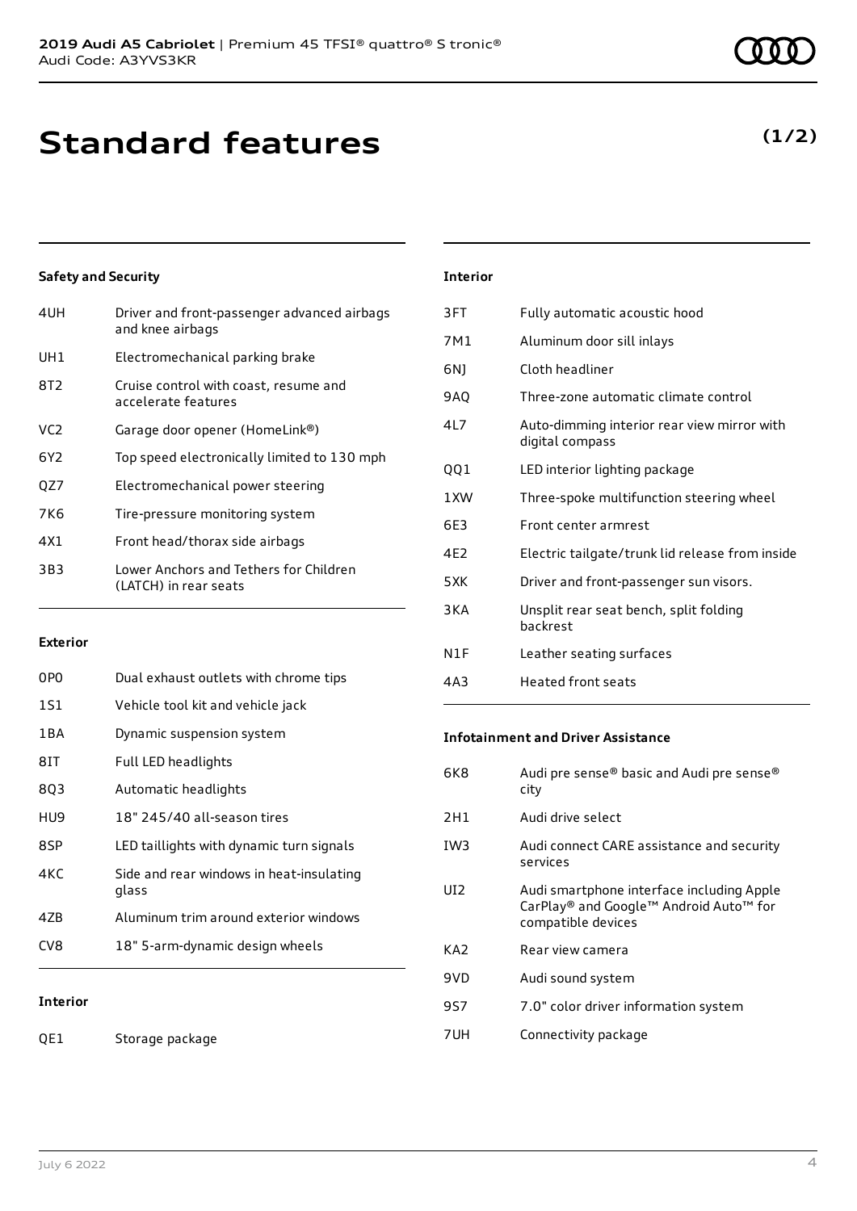# Standard features

**(1/2)**

### Safety and Security

| | |
|---|---|
| 4UH | Driver and front-passenger advanced airbags and knee airbags |
| UH1 | Electromechanical parking brake |
| 8T2 | Cruise control with coast, resume and accelerate features |
| VC2 | Garage door opener (HomeLink®) |
| 6Y2 | Top speed electronically limited to 130 mph |
| QZ7 | Electromechanical power steering |
| 7K6 | Tire-pressure monitoring system |
| 4X1 | Front head/thorax side airbags |
| 3B3 | Lower Anchors and Tethers for Children (LATCH) in rear seats |

### Exterior

| | |
|---|---|
| 0P0 | Dual exhaust outlets with chrome tips |
| 1S1 | Vehicle tool kit and vehicle jack |
| 1BA | Dynamic suspension system |
| 8IT | Full LED headlights |
| 8Q3 | Automatic headlights |
| HU9 | 18" 245/40 all-season tires |
| 8SP | LED taillights with dynamic turn signals |
| 4KC | Side and rear windows in heat-insulating glass |
| 4ZB | Aluminum trim around exterior windows |
| CV8 | 18" 5-arm-dynamic design wheels |

### Interior

| | |
|---|---|
| QE1 | Storage package |
| 3FT | Fully automatic acoustic hood |
| 7M1 | Aluminum door sill inlays |
| 6NJ | Cloth headliner |
| 9AQ | Three-zone automatic climate control |
| 4L7 | Auto-dimming interior rear view mirror with digital compass |
| QQ1 | LED interior lighting package |
| 1XW | Three-spoke multifunction steering wheel |
| 6E3 | Front center armrest |
| 4E2 | Electric tailgate/trunk lid release from inside |
| 5XK | Driver and front-passenger sun visors. |
| 3KA | Unsplit rear seat bench, split folding backrest |
| N1F | Leather seating surfaces |
| 4A3 | Heated front seats |

### Infotainment and Driver Assistance

| | |
|---|---|
| 6K8 | Audi pre sense® basic and Audi pre sense® city |
| 2H1 | Audi drive select |
| IW3 | Audi connect CARE assistance and security services |
| UI2 | Audi smartphone interface including Apple CarPlay® and Google™ Android Auto™ for compatible devices |
| KA2 | Rear view camera |
| 9VD | Audi sound system |
| 9S7 | 7.0" color driver information system |
| 7UH | Connectivity package |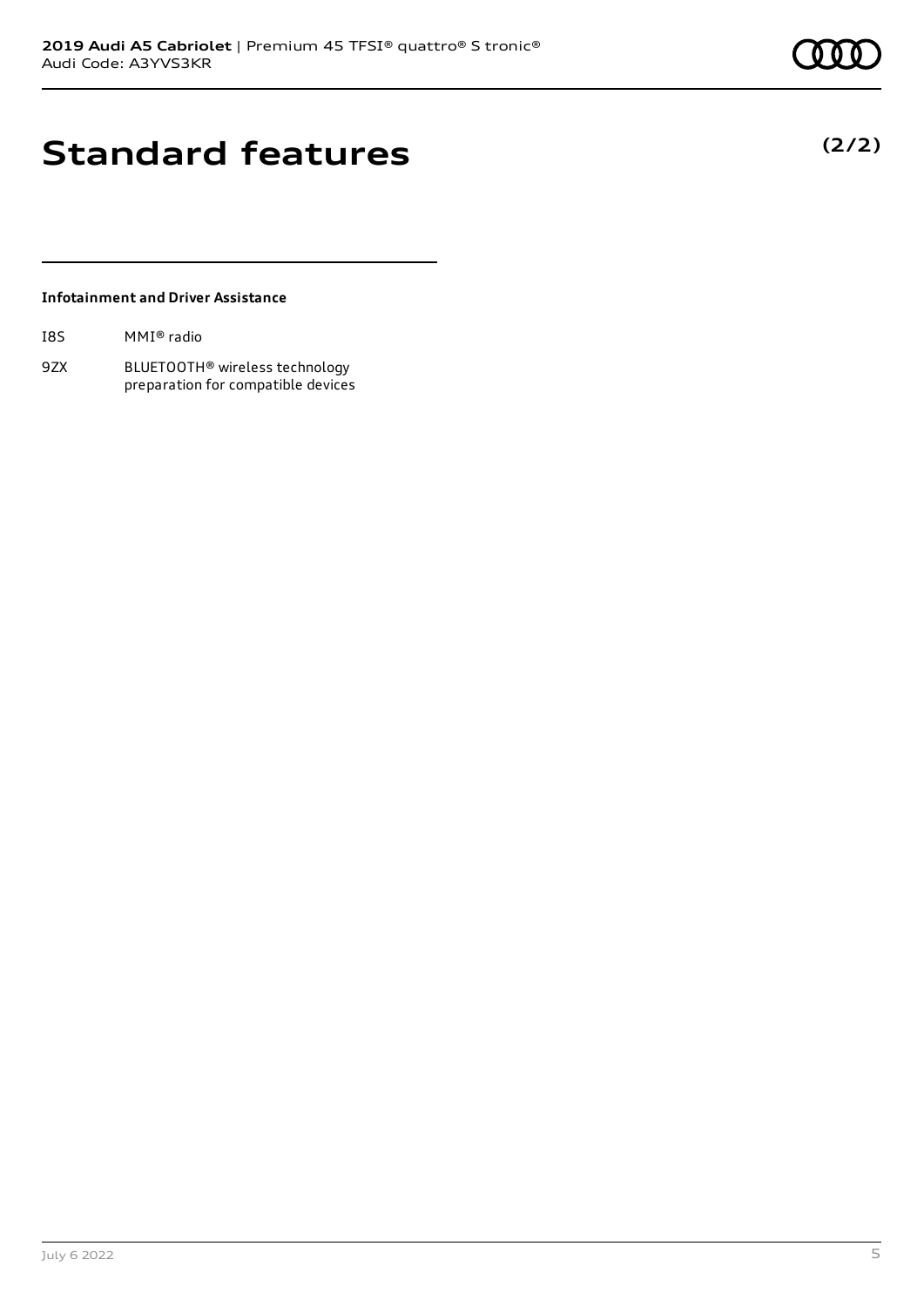# Standard features

**(2/2)**

**Infotainment and Driver Assistance**

| | |
|---|---|
| I8S | MMI® radio |
| 9ZX | BLUETOOTH® wireless technology preparation for compatible devices |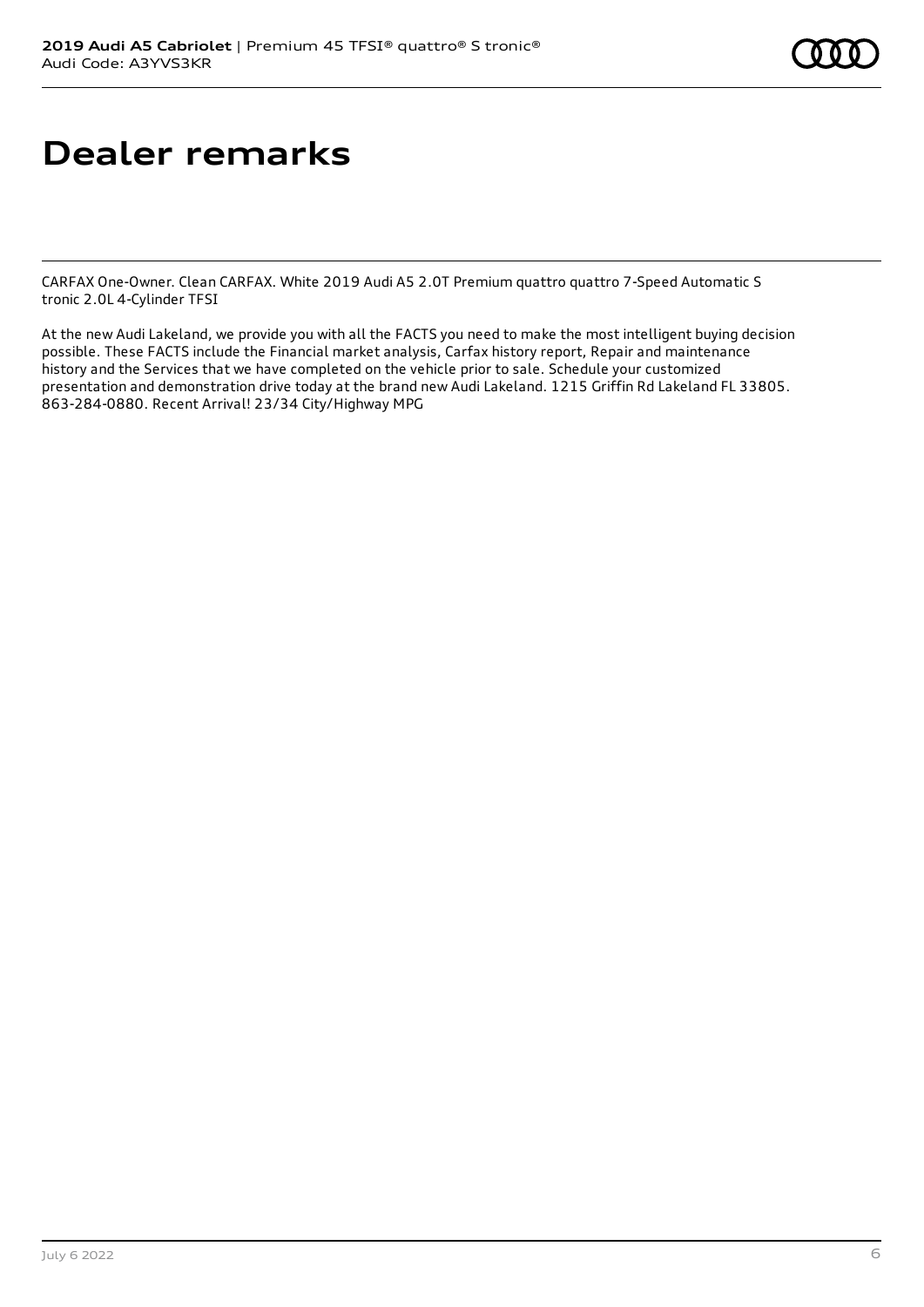# Dealer remarks

CARFAX One-Owner. Clean CARFAX. White 2019 Audi A5 2.0T Premium quattro quattro 7-Speed Automatic S tronic 2.0L 4-Cylinder TFSI

At the new Audi Lakeland, we provide you with all the FACTS you need to make the most intelligent buying decision possible. These FACTS include the Financial market analysis, Carfax history report, Repair and maintenance history and the Services that we have completed on the vehicle prior to sale. Schedule your customized presentation and demonstration drive today at the brand new Audi Lakeland. 1215 Griffin Rd Lakeland FL 33805. 863-284-0880. Recent Arrival! 23/34 City/Highway MPG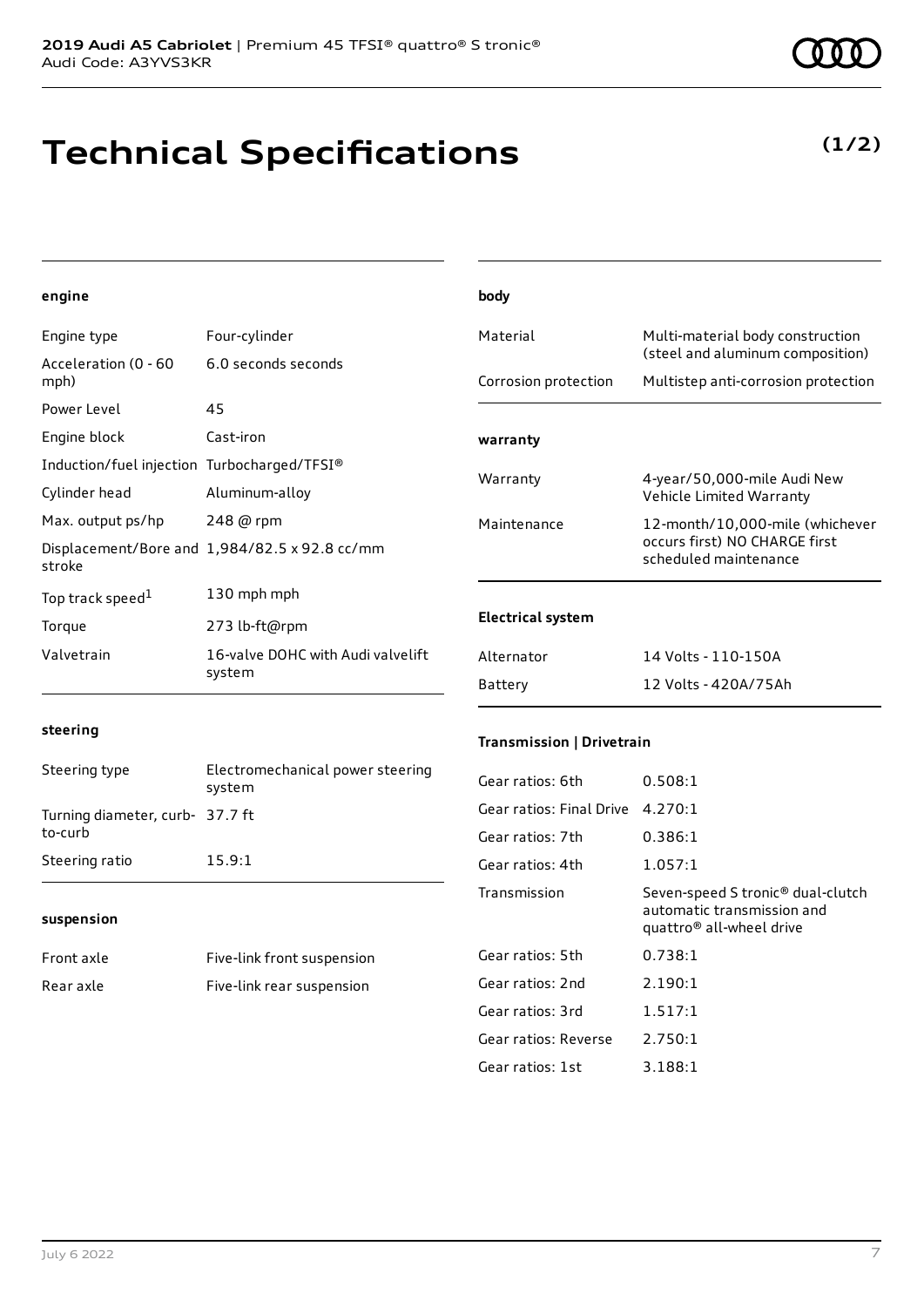# Technical Specifications

**(1/2)**

### engine

| | |
|---|---|
| Engine type | Four-cylinder |
| Acceleration (0 - 60 mph) | 6.0 seconds seconds |
| Power Level | 45 |
| Engine block | Cast-iron |
| Induction/fuel injection | Turbocharged/TFSI® |
| Cylinder head | Aluminum-alloy |
| Max. output ps/hp | 248 @ rpm |
| Displacement/Bore and stroke | 1,984/82.5 x 92.8 cc/mm |
| Top track speed[1] | 130 mph mph |
| Torque | 273 lb-ft@rpm |
| Valvetrain | 16-valve DOHC with Audi valvelift system |

### steering

| | |
|---|---|
| Steering type | Electromechanical power steering system |
| Turning diameter, curb-to-curb | 37.7 ft |
| Steering ratio | 15.9:1 |

### suspension

| | |
|---|---|
| Front axle | Five-link front suspension |
| Rear axle | Five-link rear suspension |

### body

| | |
|---|---|
| Material | Multi-material body construction (steel and aluminum composition) |
| Corrosion protection | Multistep anti-corrosion protection |

### warranty

| | |
|---|---|
| Warranty | 4-year/50,000-mile Audi New Vehicle Limited Warranty |
| Maintenance | 12-month/10,000-mile (whichever occurs first) NO CHARGE first scheduled maintenance |

### Electrical system

| | |
|---|---|
| Alternator | 14 Volts - 110-150A |
| Battery | 12 Volts - 420A/75Ah |

### Transmission | Drivetrain

| | |
|---|---|
| Gear ratios: 6th | 0.508:1 |
| Gear ratios: Final Drive | 4.270:1 |
| Gear ratios: 7th | 0.386:1 |
| Gear ratios: 4th | 1.057:1 |
| Transmission | Seven-speed S tronic® dual-clutch automatic transmission and quattro® all-wheel drive |
| Gear ratios: 5th | 0.738:1 |
| Gear ratios: 2nd | 2.190:1 |
| Gear ratios: 3rd | 1.517:1 |
| Gear ratios: Reverse | 2.750:1 |
| Gear ratios: 1st | 3.188:1 |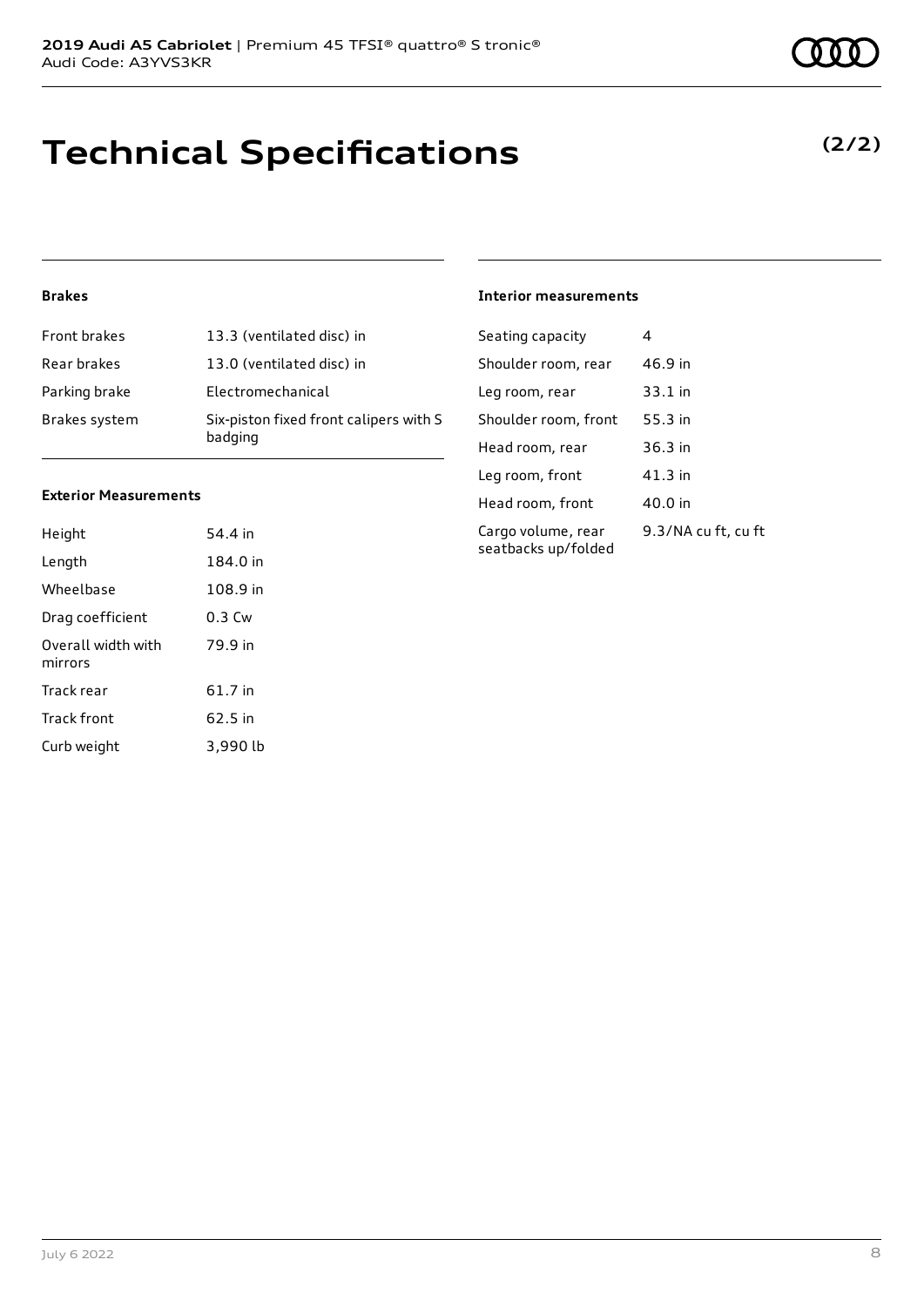# Technical Specifications

**(2/2)**

### Brakes

| | |
|---|---|
| Front brakes | 13.3 (ventilated disc) in |
| Rear brakes | 13.0 (ventilated disc) in |
| Parking brake | Electromechanical |
| Brakes system | Six-piston fixed front calipers with S badging |

### Exterior Measurements

| | |
|---|---|
| Height | 54.4 in |
| Length | 184.0 in |
| Wheelbase | 108.9 in |
| Drag coefficient | 0.3 Cw |
| Overall width with mirrors | 79.9 in |
| Track rear | 61.7 in |
| Track front | 62.5 in |
| Curb weight | 3,990 lb |

### Interior measurements

| | |
|---|---|
| Seating capacity | 4 |
| Shoulder room, rear | 46.9 in |
| Leg room, rear | 33.1 in |
| Shoulder room, front | 55.3 in |
| Head room, rear | 36.3 in |
| Leg room, front | 41.3 in |
| Head room, front | 40.0 in |
| Cargo volume, rear seatbacks up/folded | 9.3/NA cu ft, cu ft |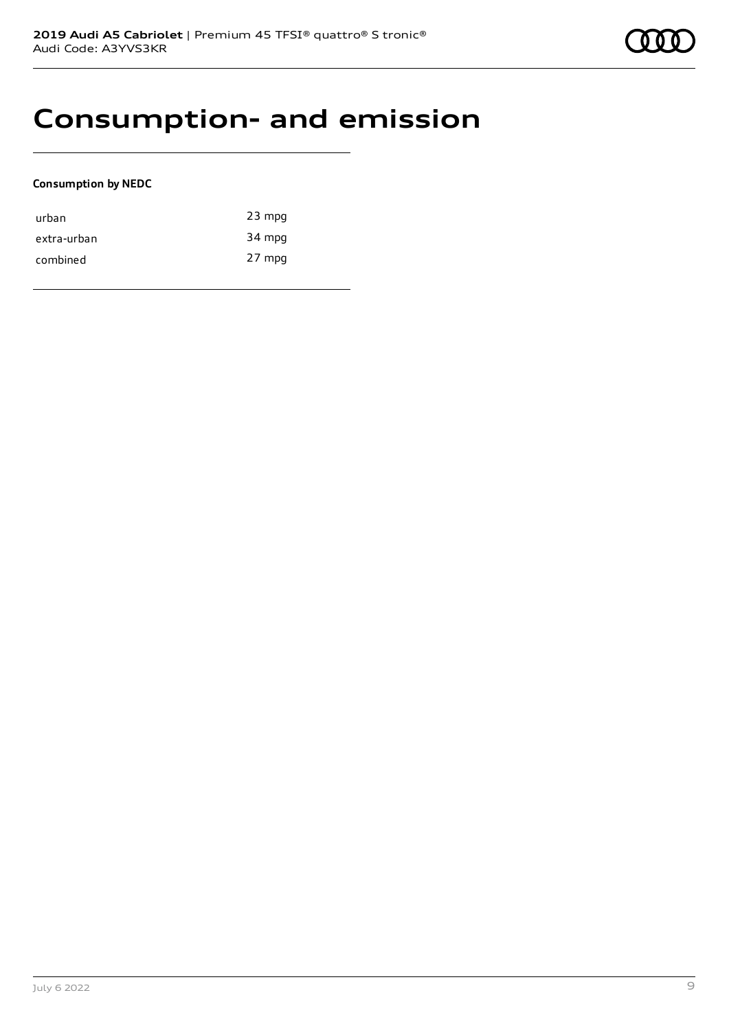# Consumption- and emission

**Consumption by NEDC**

| | |
|---|---|
| urban | 23 mpg |
| extra-urban | 34 mpg |
| combined | 27 mpg |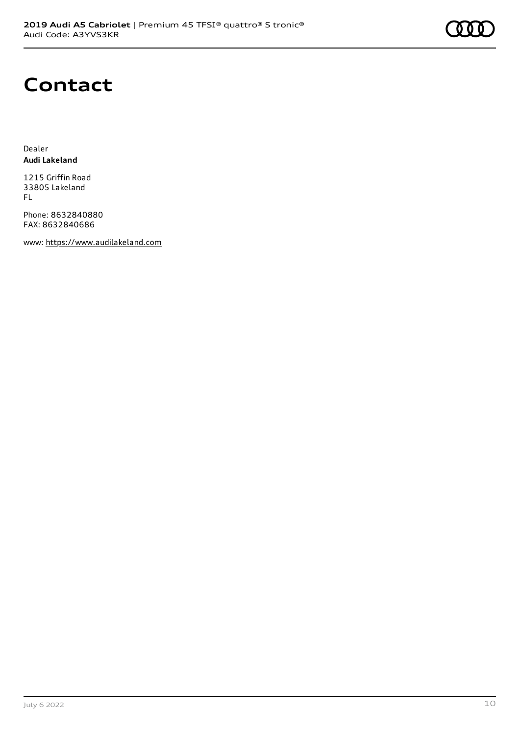# Contact

Dealer
**Audi Lakeland**

1215 Griffin Road
33805 Lakeland
FL

Phone: 8632840880
FAX: 8632840686

www: https://www.audilakeland.com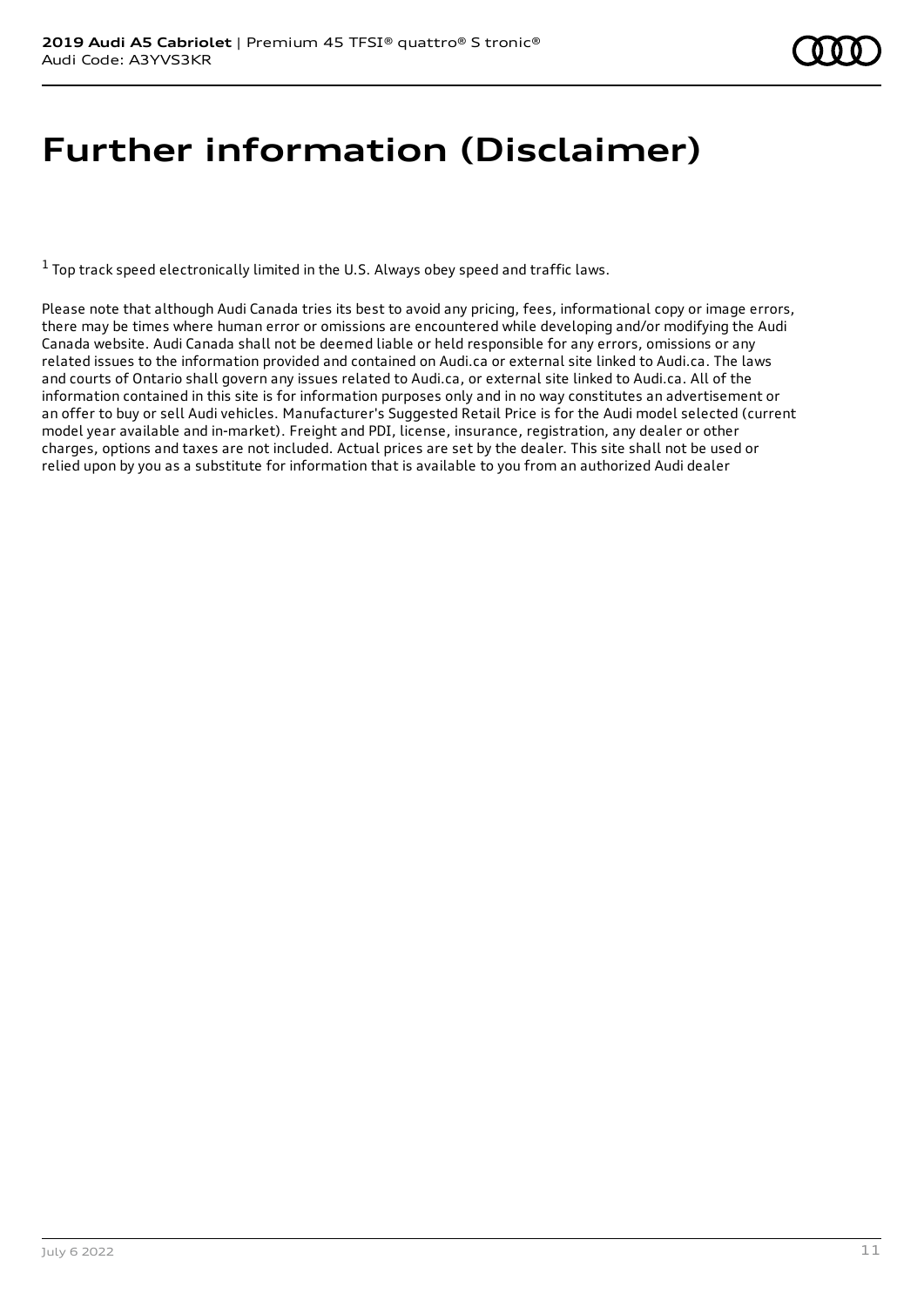# Further information (Disclaimer)

[1] Top track speed electronically limited in the U.S. Always obey speed and traffic laws.

Please note that although Audi Canada tries its best to avoid any pricing, fees, informational copy or image errors, there may be times where human error or omissions are encountered while developing and/or modifying the Audi Canada website. Audi Canada shall not be deemed liable or held responsible for any errors, omissions or any related issues to the information provided and contained on Audi.ca or external site linked to Audi.ca. The laws and courts of Ontario shall govern any issues related to Audi.ca, or external site linked to Audi.ca. All of the information contained in this site is for information purposes only and in no way constitutes an advertisement or an offer to buy or sell Audi vehicles. Manufacturer's Suggested Retail Price is for the Audi model selected (current model year available and in-market). Freight and PDI, license, insurance, registration, any dealer or other charges, options and taxes are not included. Actual prices are set by the dealer. This site shall not be used or relied upon by you as a substitute for information that is available to you from an authorized Audi dealer